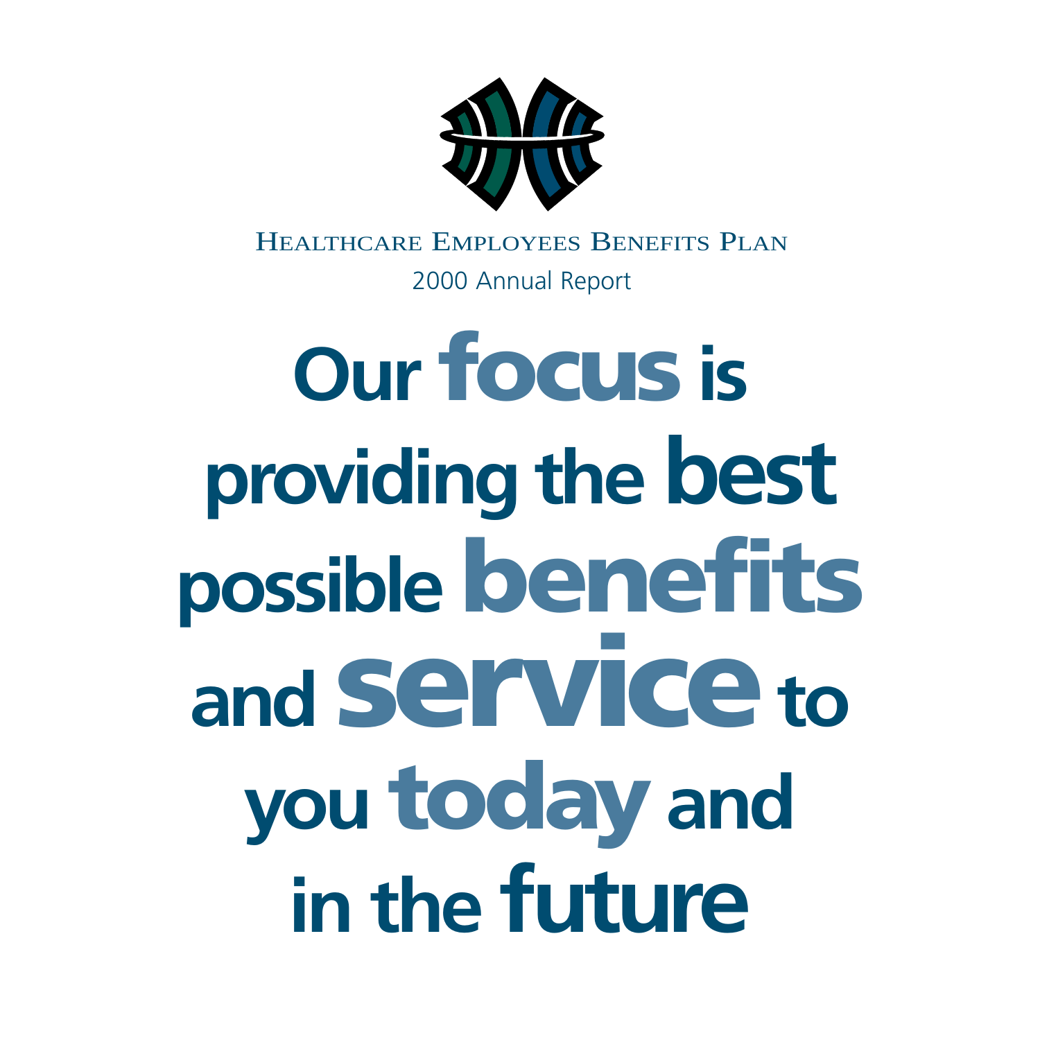Healthcare Employees Benefits Plan

2000 Annual Report

# Our focus is providing the best possible benefits and service to you today and in the future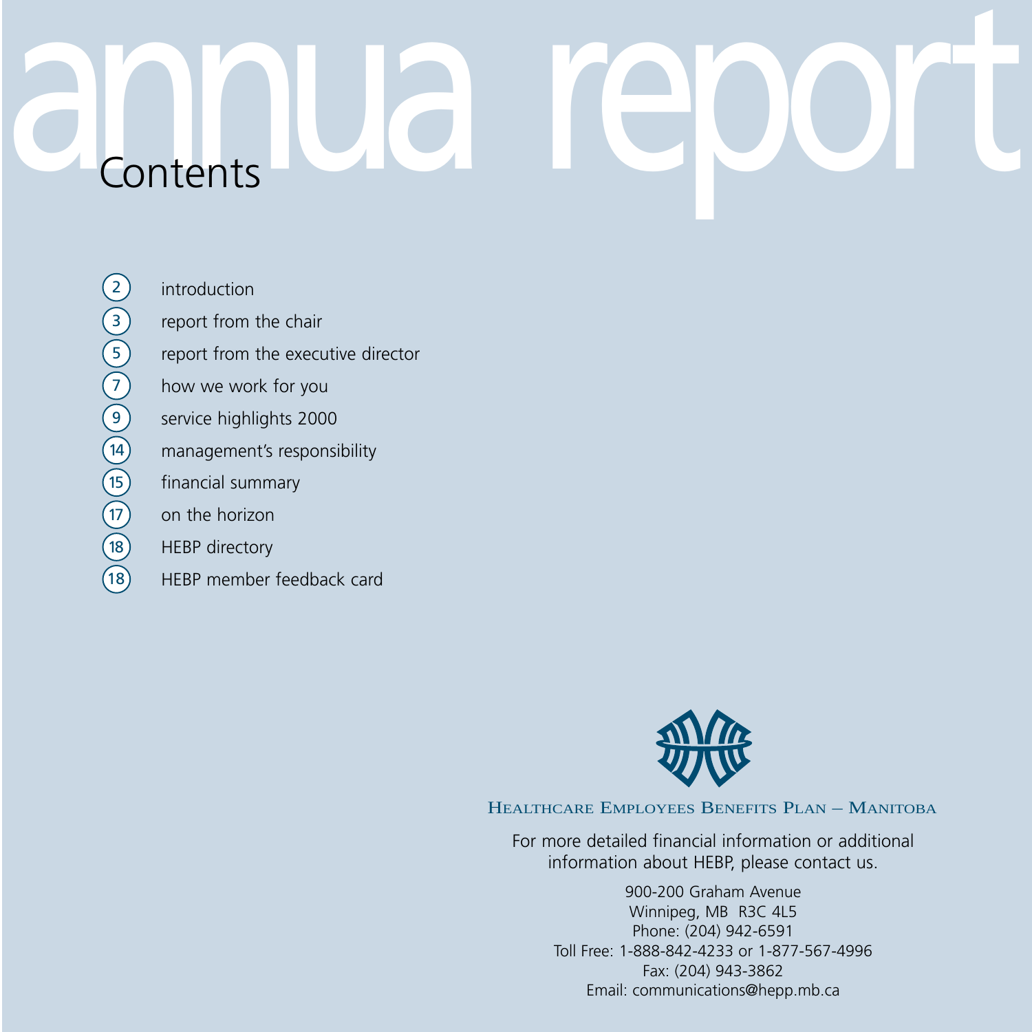# annual report

## Contents

- 2 introduction
- 3 report from the chair
- 5 report from the executive director
- 7 how we work for you
- 9 service highlights 2000
- 14 management's responsibility
- 15 financial summary
- 17 on the horizon
- 18 HEBP directory
- 18 HEBP member feedback card

HEALTHCARE EMPLOYEES BENEFITS PLAN – MANITOBA

For more detailed financial information or additional information about HEBP, please contact us.

900-200 Graham Avenue
Winnipeg, MB R3C 4L5
Phone: (204) 942-6591
Toll Free: 1-888-842-4233 or 1-877-567-4996
Fax: (204) 943-3862
Email: communications@hepp.mb.ca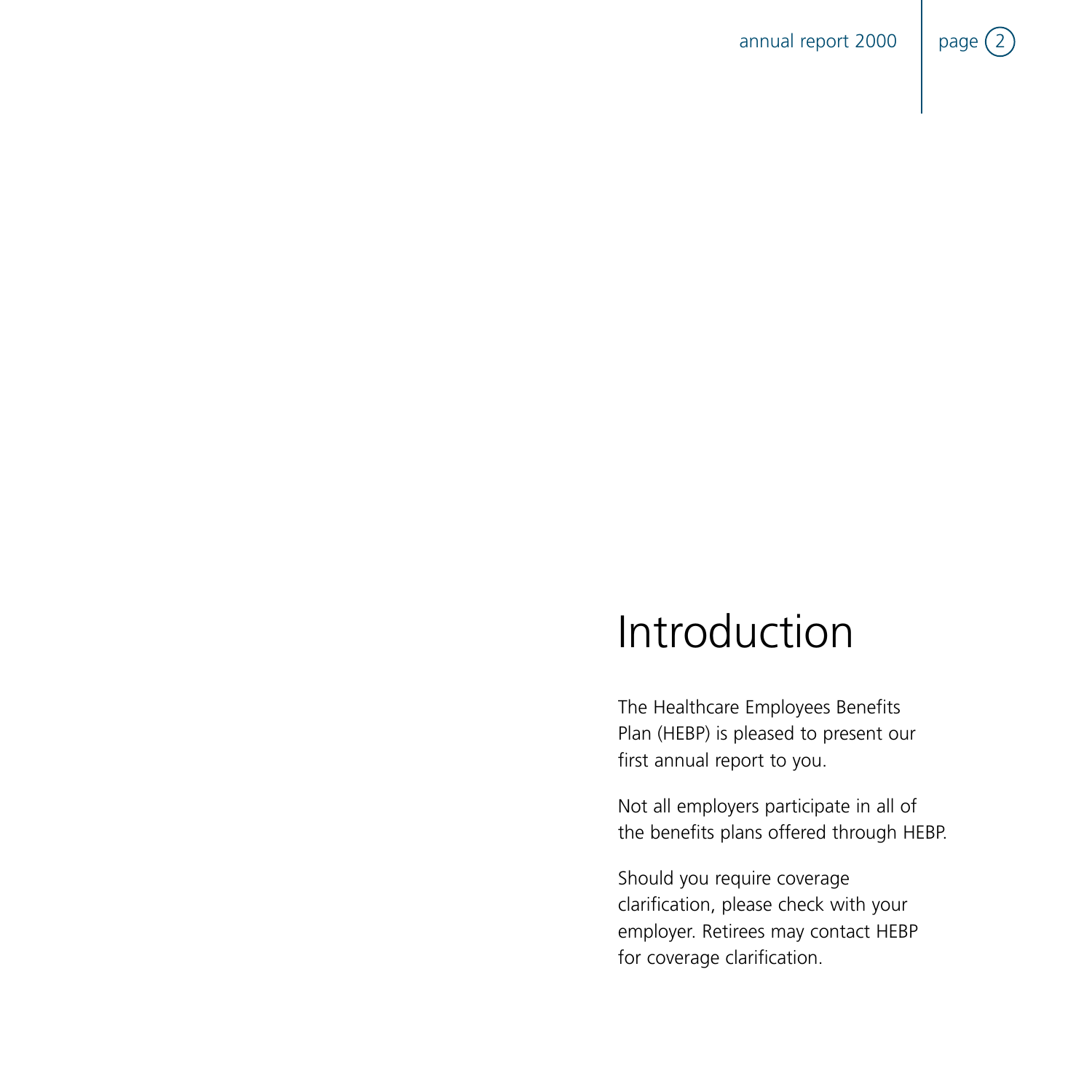# Introduction

The Healthcare Employees Benefits Plan (HEBP) is pleased to present our first annual report to you.

Not all employers participate in all of the benefits plans offered through HEBP.

Should you require coverage clarification, please check with your employer. Retirees may contact HEBP for coverage clarification.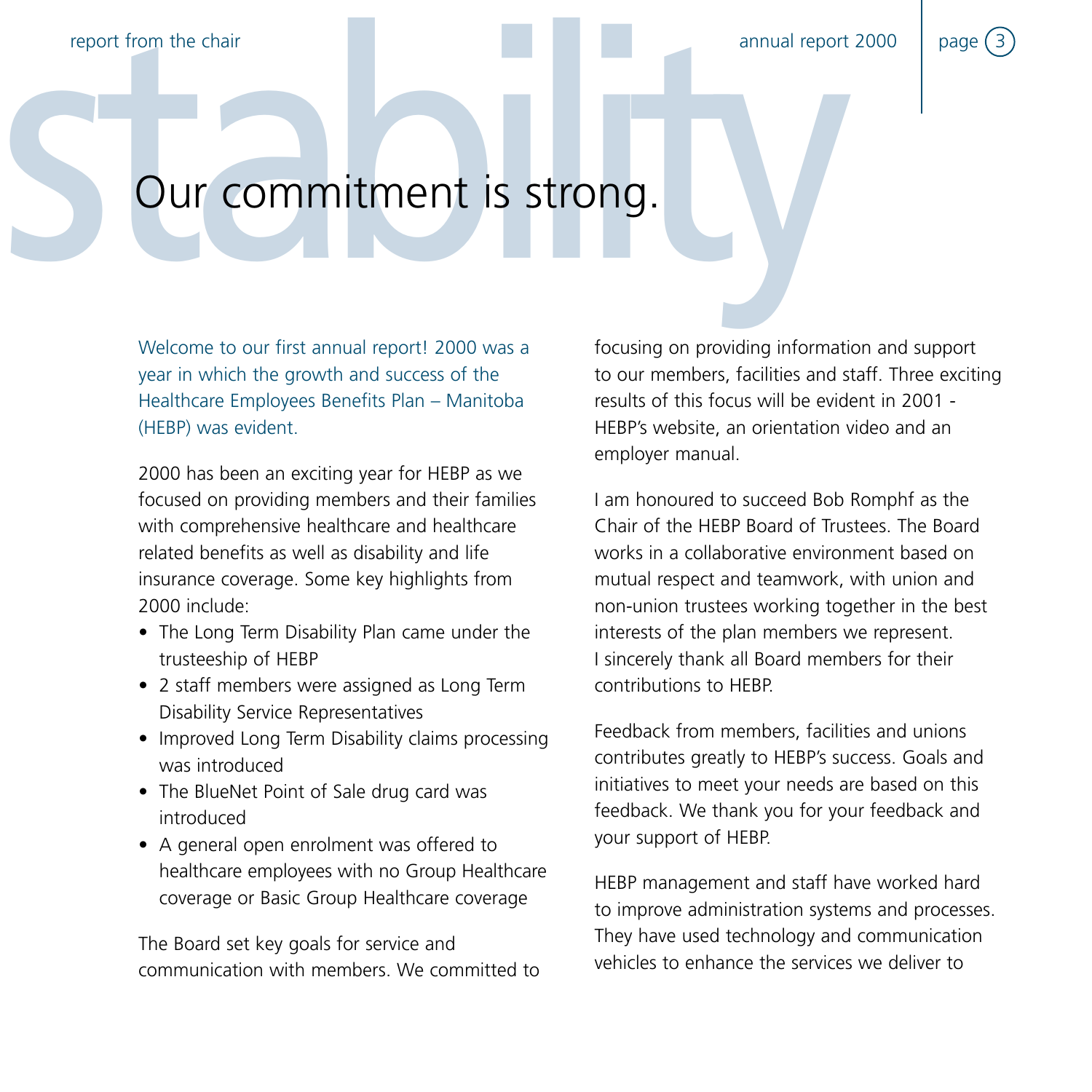# Our commitment is strong.

Welcome to our first annual report! 2000 was a year in which the growth and success of the Healthcare Employees Benefits Plan – Manitoba (HEBP) was evident.

2000 has been an exciting year for HEBP as we focused on providing members and their families with comprehensive healthcare and healthcare related benefits as well as disability and life insurance coverage. Some key highlights from 2000 include:

- The Long Term Disability Plan came under the trusteeship of HEBP
- 2 staff members were assigned as Long Term Disability Service Representatives
- Improved Long Term Disability claims processing was introduced
- The BlueNet Point of Sale drug card was introduced
- A general open enrolment was offered to healthcare employees with no Group Healthcare coverage or Basic Group Healthcare coverage

The Board set key goals for service and communication with members. We committed to focusing on providing information and support to our members, facilities and staff. Three exciting results of this focus will be evident in 2001 - HEBP's website, an orientation video and an employer manual.

I am honoured to succeed Bob Romphf as the Chair of the HEBP Board of Trustees. The Board works in a collaborative environment based on mutual respect and teamwork, with union and non-union trustees working together in the best interests of the plan members we represent. I sincerely thank all Board members for their contributions to HEBP.

Feedback from members, facilities and unions contributes greatly to HEBP's success. Goals and initiatives to meet your needs are based on this feedback. We thank you for your feedback and your support of HEBP.

HEBP management and staff have worked hard to improve administration systems and processes. They have used technology and communication vehicles to enhance the services we deliver to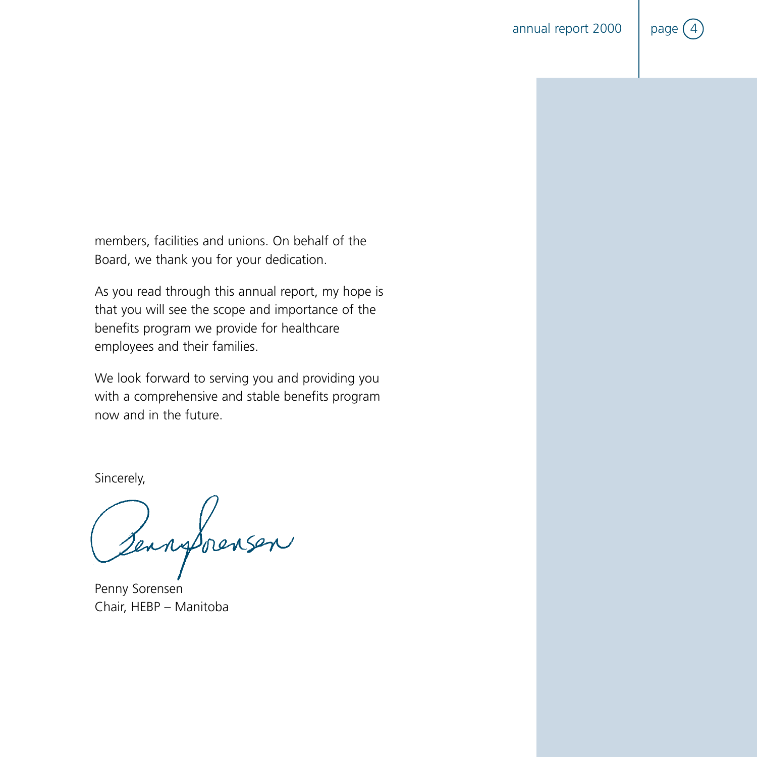members, facilities and unions. On behalf of the Board, we thank you for your dedication.

As you read through this annual report, my hope is that you will see the scope and importance of the benefits program we provide for healthcare employees and their families.

We look forward to serving you and providing you with a comprehensive and stable benefits program now and in the future.

Sincerely,

Penny Sorensen
Chair, HEBP – Manitoba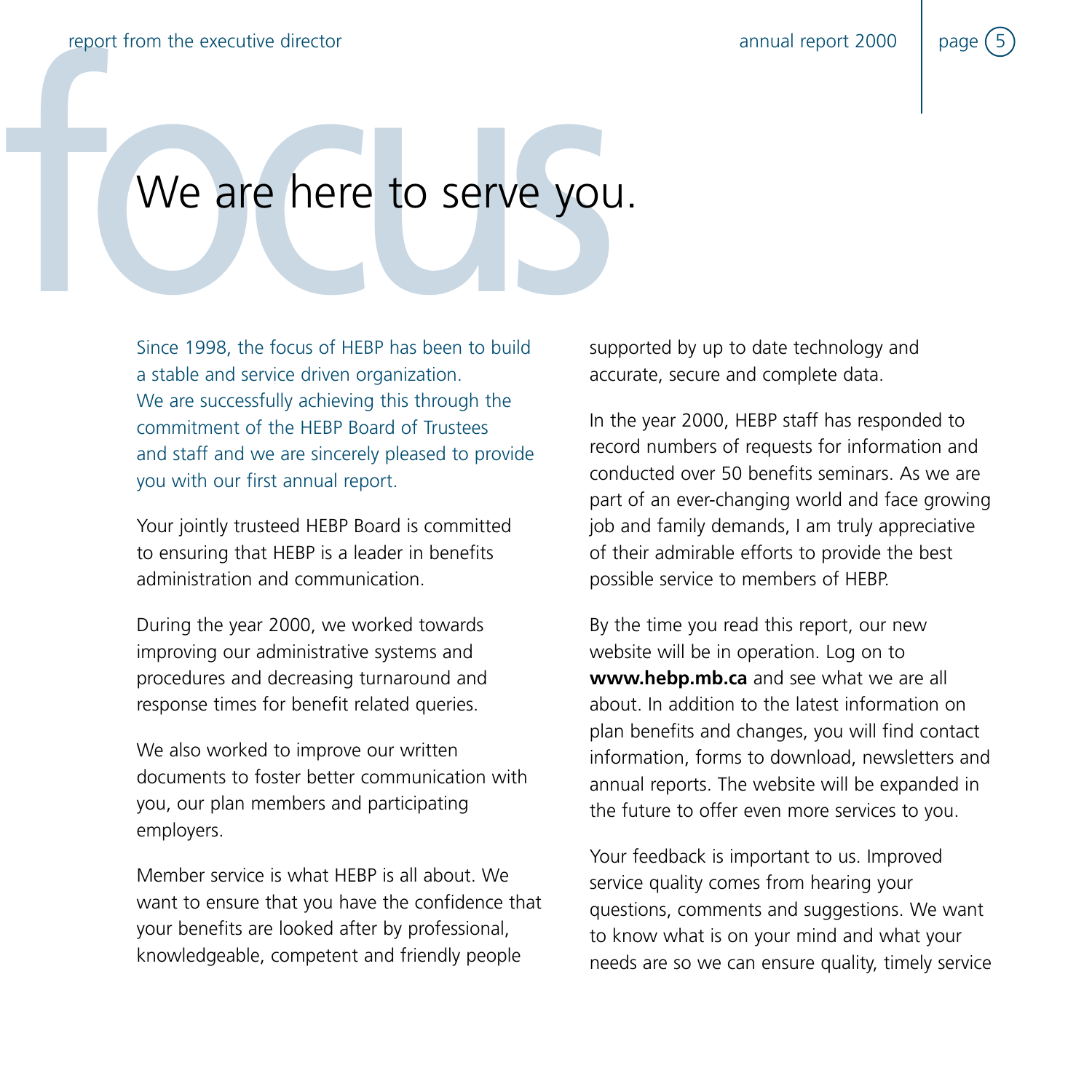# We are here to serve you.

Since 1998, the focus of HEBP has been to build a stable and service driven organization. We are successfully achieving this through the commitment of the HEBP Board of Trustees and staff and we are sincerely pleased to provide you with our first annual report.

Your jointly trusteed HEBP Board is committed to ensuring that HEBP is a leader in benefits administration and communication.

During the year 2000, we worked towards improving our administrative systems and procedures and decreasing turnaround and response times for benefit related queries.

We also worked to improve our written documents to foster better communication with you, our plan members and participating employers.

Member service is what HEBP is all about. We want to ensure that you have the confidence that your benefits are looked after by professional, knowledgeable, competent and friendly people supported by up to date technology and accurate, secure and complete data.

In the year 2000, HEBP staff has responded to record numbers of requests for information and conducted over 50 benefits seminars. As we are part of an ever-changing world and face growing job and family demands, I am truly appreciative of their admirable efforts to provide the best possible service to members of HEBP.

By the time you read this report, our new website will be in operation. Log on to **www.hebp.mb.ca** and see what we are all about. In addition to the latest information on plan benefits and changes, you will find contact information, forms to download, newsletters and annual reports. The website will be expanded in the future to offer even more services to you.

Your feedback is important to us. Improved service quality comes from hearing your questions, comments and suggestions. We want to know what is on your mind and what your needs are so we can ensure quality, timely service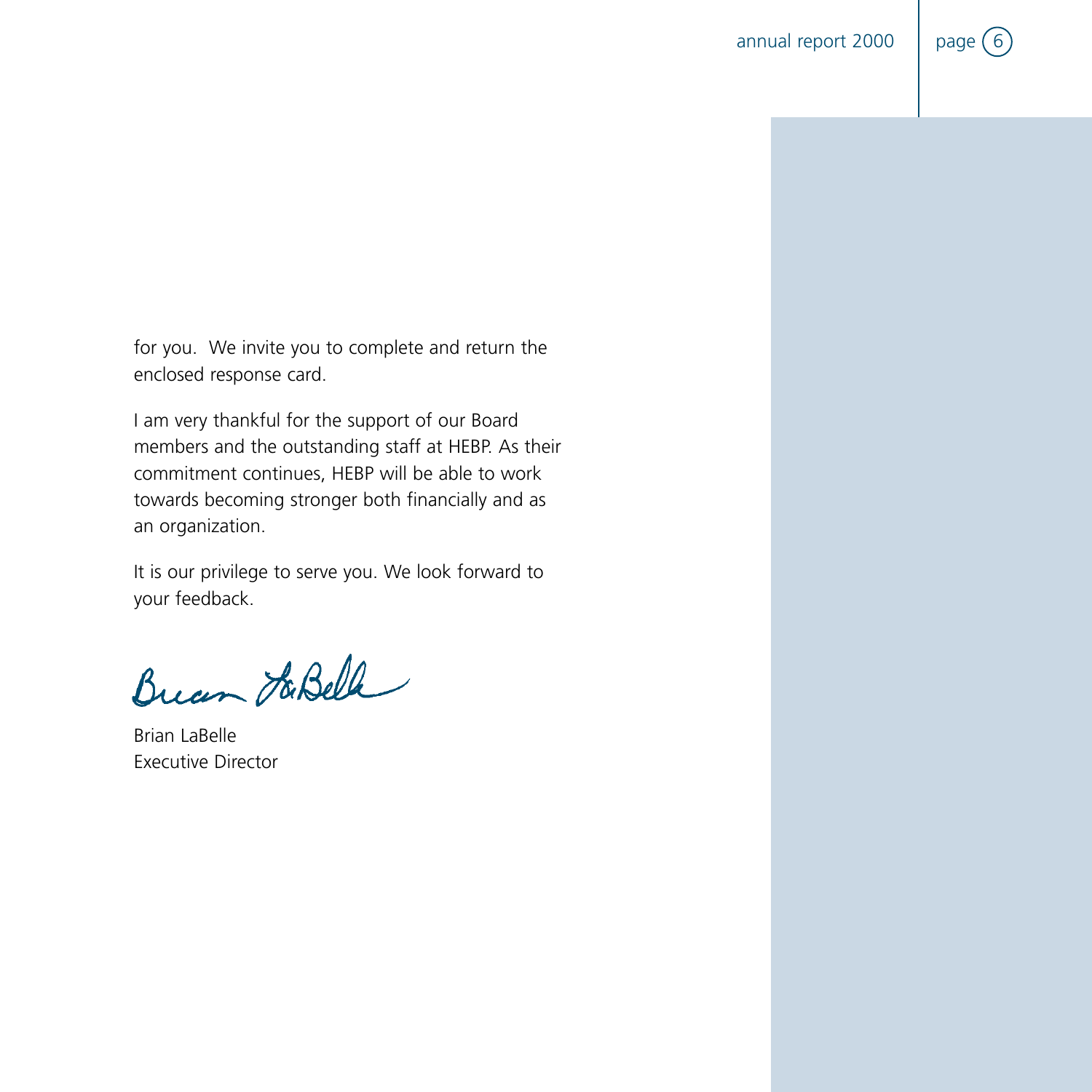for you.  We invite you to complete and return the enclosed response card.

I am very thankful for the support of our Board members and the outstanding staff at HEBP. As their commitment continues, HEBP will be able to work towards becoming stronger both financially and as an organization.

It is our privilege to serve you. We look forward to your feedback.

Brian LaBelle
Executive Director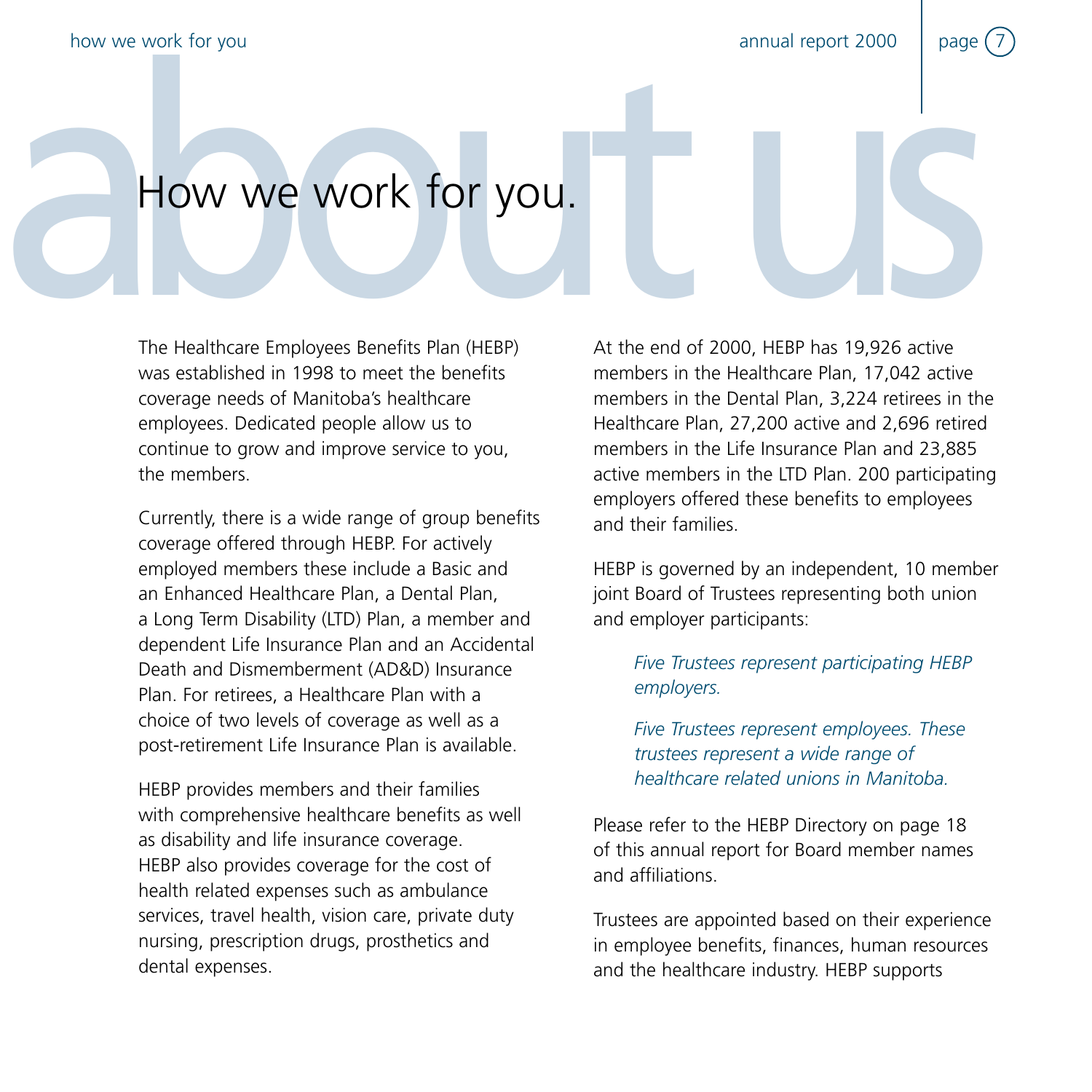# How we work for you.

The Healthcare Employees Benefits Plan (HEBP) was established in 1998 to meet the benefits coverage needs of Manitoba's healthcare employees. Dedicated people allow us to continue to grow and improve service to you, the members.

Currently, there is a wide range of group benefits coverage offered through HEBP. For actively employed members these include a Basic and an Enhanced Healthcare Plan, a Dental Plan, a Long Term Disability (LTD) Plan, a member and dependent Life Insurance Plan and an Accidental Death and Dismemberment (AD&D) Insurance Plan. For retirees, a Healthcare Plan with a choice of two levels of coverage as well as a post-retirement Life Insurance Plan is available.

HEBP provides members and their families with comprehensive healthcare benefits as well as disability and life insurance coverage. HEBP also provides coverage for the cost of health related expenses such as ambulance services, travel health, vision care, private duty nursing, prescription drugs, prosthetics and dental expenses.

At the end of 2000, HEBP has 19,926 active members in the Healthcare Plan, 17,042 active members in the Dental Plan, 3,224 retirees in the Healthcare Plan, 27,200 active and 2,696 retired members in the Life Insurance Plan and 23,885 active members in the LTD Plan. 200 participating employers offered these benefits to employees and their families.

HEBP is governed by an independent, 10 member joint Board of Trustees representing both union and employer participants:

*Five Trustees represent participating HEBP employers.*

*Five Trustees represent employees. These trustees represent a wide range of healthcare related unions in Manitoba.*

Please refer to the HEBP Directory on page 18 of this annual report for Board member names and affiliations.

Trustees are appointed based on their experience in employee benefits, finances, human resources and the healthcare industry. HEBP supports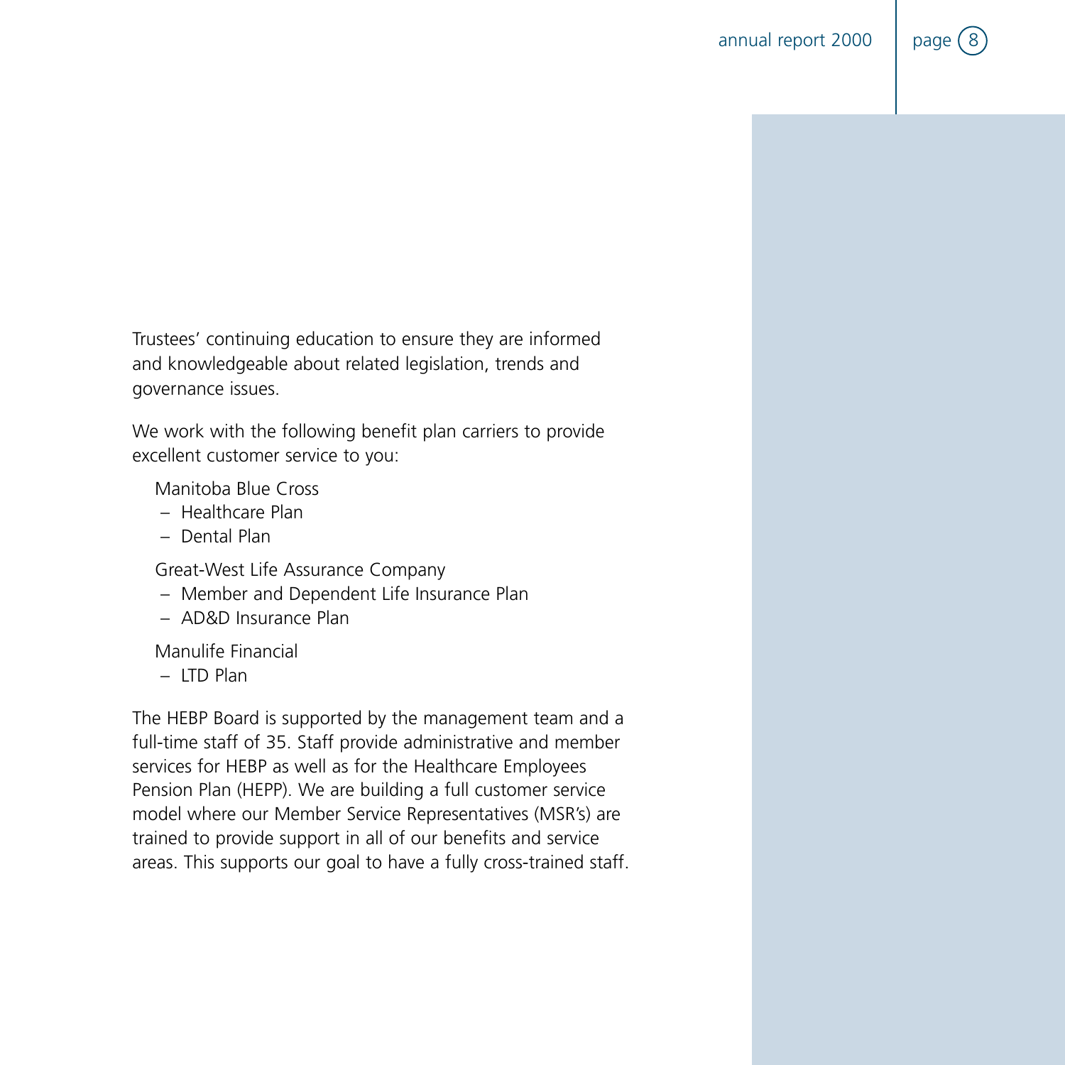Trustees' continuing education to ensure they are informed and knowledgeable about related legislation, trends and governance issues.

We work with the following benefit plan carriers to provide excellent customer service to you:

Manitoba Blue Cross
- Healthcare Plan
- Dental Plan

Great-West Life Assurance Company
- Member and Dependent Life Insurance Plan
- AD&D Insurance Plan

Manulife Financial
- LTD Plan

The HEBP Board is supported by the management team and a full-time staff of 35. Staff provide administrative and member services for HEBP as well as for the Healthcare Employees Pension Plan (HEPP). We are building a full customer service model where our Member Service Representatives (MSR's) are trained to provide support in all of our benefits and service areas. This supports our goal to have a fully cross-trained staff.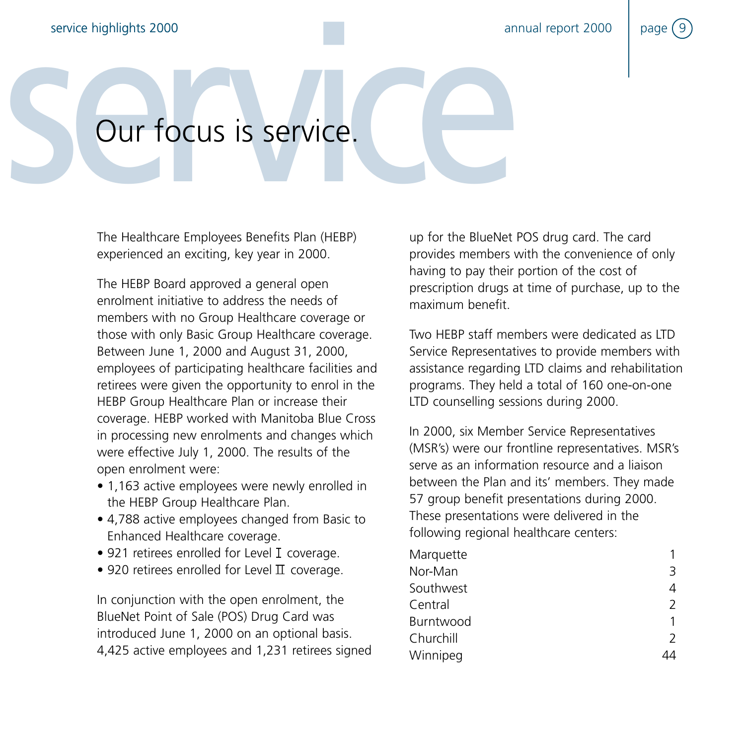# Our focus is service.

The Healthcare Employees Benefits Plan (HEBP) experienced an exciting, key year in 2000.

The HEBP Board approved a general open enrolment initiative to address the needs of members with no Group Healthcare coverage or those with only Basic Group Healthcare coverage. Between June 1, 2000 and August 31, 2000, employees of participating healthcare facilities and retirees were given the opportunity to enrol in the HEBP Group Healthcare Plan or increase their coverage. HEBP worked with Manitoba Blue Cross in processing new enrolments and changes which were effective July 1, 2000. The results of the open enrolment were:

- 1,163 active employees were newly enrolled in the HEBP Group Healthcare Plan.
- 4,788 active employees changed from Basic to Enhanced Healthcare coverage.
- 921 retirees enrolled for Level I coverage.
- 920 retirees enrolled for Level II coverage.

In conjunction with the open enrolment, the BlueNet Point of Sale (POS) Drug Card was introduced June 1, 2000 on an optional basis. 4,425 active employees and 1,231 retirees signed up for the BlueNet POS drug card. The card provides members with the convenience of only having to pay their portion of the cost of prescription drugs at time of purchase, up to the maximum benefit.

Two HEBP staff members were dedicated as LTD Service Representatives to provide members with assistance regarding LTD claims and rehabilitation programs. They held a total of 160 one-on-one LTD counselling sessions during 2000.

In 2000, six Member Service Representatives (MSR's) were our frontline representatives. MSR's serve as an information resource and a liaison between the Plan and its' members. They made 57 group benefit presentations during 2000. These presentations were delivered in the following regional healthcare centers:

| | |
|---|---|
| Marquette | 1 |
| Nor-Man | 3 |
| Southwest | 4 |
| Central | 2 |
| Burntwood | 1 |
| Churchill | 2 |
| Winnipeg | 44 |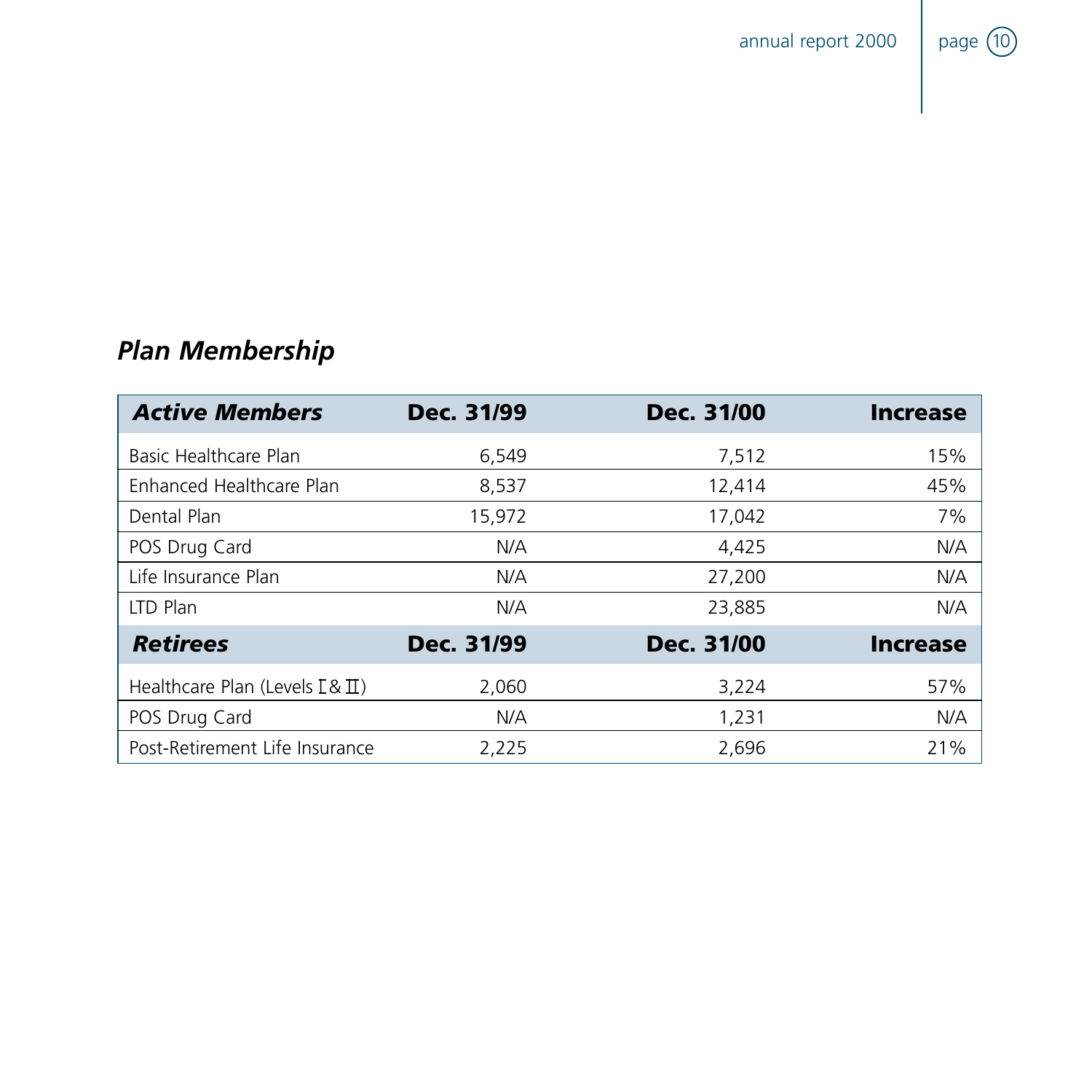## *Plan Membership*

| ***Active Members*** | **Dec. 31/99** | **Dec. 31/00** | **Increase** |
|---|---|---|---|
| Basic Healthcare Plan | 6,549 | 7,512 | 15% |
| Enhanced Healthcare Plan | 8,537 | 12,414 | 45% |
| Dental Plan | 15,972 | 17,042 | 7% |
| POS Drug Card | N/A | 4,425 | N/A |
| Life Insurance Plan | N/A | 27,200 | N/A |
| LTD Plan | N/A | 23,885 | N/A |
| ***Retirees*** | **Dec. 31/99** | **Dec. 31/00** | **Increase** |
| Healthcare Plan (Levels I & II) | 2,060 | 3,224 | 57% |
| POS Drug Card | N/A | 1,231 | N/A |
| Post-Retirement Life Insurance | 2,225 | 2,696 | 21% |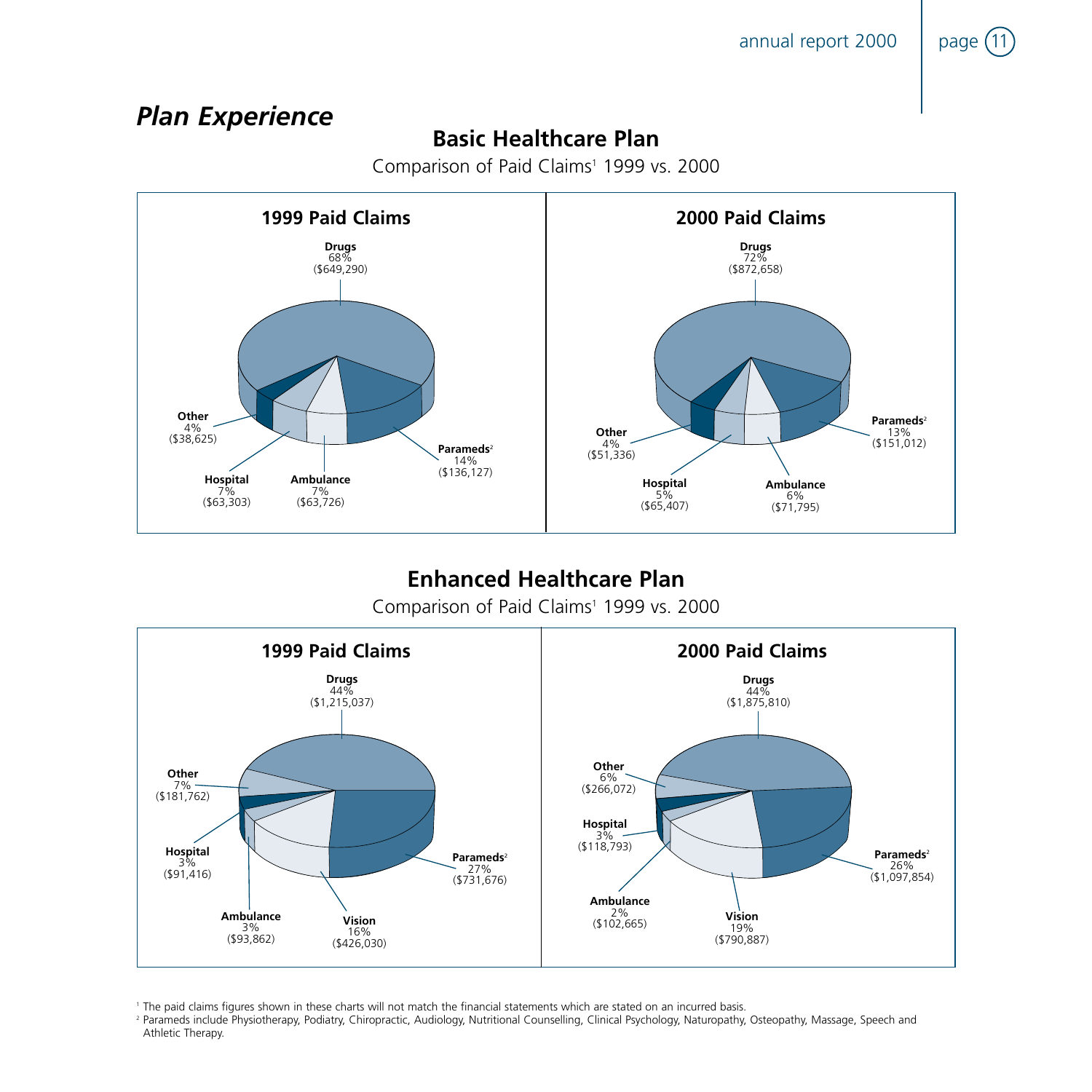## *Plan Experience*

### Basic Healthcare Plan

Comparison of Paid Claims[1] 1999 vs. 2000

#### 1999 Paid Claims

- **Drugs** 68% ($649,290)
- **Parameds**[2] 14% ($136,127)
- **Ambulance** 7% ($63,726)
- **Hospital** 7% ($63,303)
- **Other** 4% ($38,625)

#### 2000 Paid Claims

- **Drugs** 72% ($872,658)
- **Parameds**[2] 13% ($151,012)
- **Ambulance** 6% ($71,795)
- **Hospital** 5% ($65,407)
- **Other** 4% ($51,336)

### Enhanced Healthcare Plan

Comparison of Paid Claims[1] 1999 vs. 2000

#### 1999 Paid Claims

- **Drugs** 44% ($1,215,037)
- **Parameds**[2] 27% ($731,676)
- **Vision** 16% ($426,030)
- **Ambulance** 3% ($93,862)
- **Hospital** 3% ($91,416)
- **Other** 7% ($181,762)

#### 2000 Paid Claims

- **Drugs** 44% ($1,875,810)
- **Parameds**[2] 26% ($1,097,854)
- **Vision** 19% ($790,887)
- **Ambulance** 2% ($102,665)
- **Hospital** 3% ($118,793)
- **Other** 6% ($266,072)

[1] The paid claims figures shown in these charts will not match the financial statements which are stated on an incurred basis.

[2] Parameds include Physiotherapy, Podiatry, Chiropractic, Audiology, Nutritional Counselling, Clinical Psychology, Naturopathy, Osteopathy, Massage, Speech and Athletic Therapy.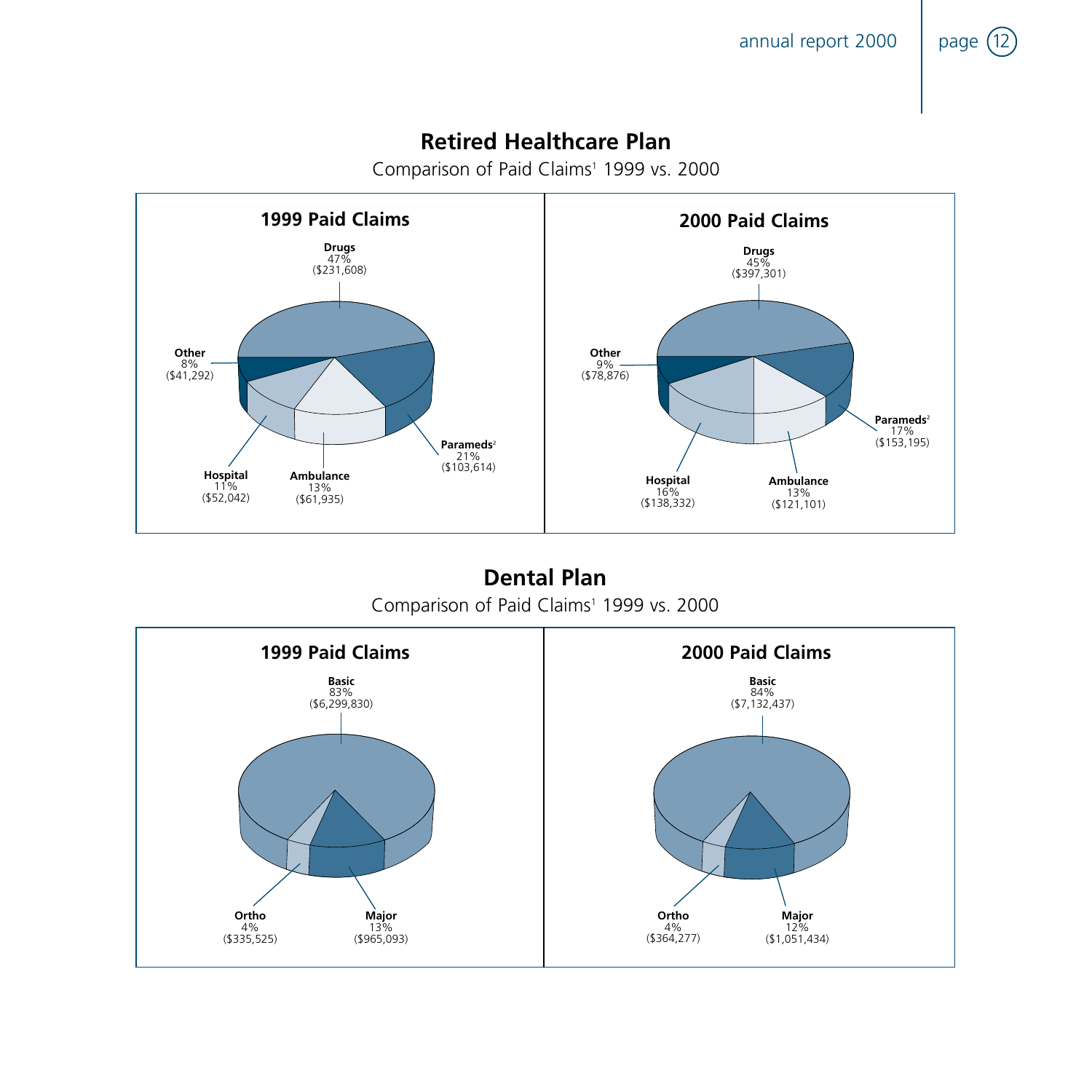## Retired Healthcare Plan

Comparison of Paid Claims[1] 1999 vs. 2000

### 1999 Paid Claims

- **Drugs** 47% ($231,608)
- **Other** 8% ($41,292)
- **Parameds**[2] 21% ($103,614)
- **Hospital** 11% ($52,042)
- **Ambulance** 13% ($61,935)

### 2000 Paid Claims

- **Drugs** 45% ($397,301)
- **Other** 9% ($78,876)
- **Parameds**[2] 17% ($153,195)
- **Hospital** 16% ($138,332)
- **Ambulance** 13% ($121,101)

## Dental Plan

Comparison of Paid Claims[1] 1999 vs. 2000

### 1999 Paid Claims

- **Basic** 83% ($6,299,830)
- **Ortho** 4% ($335,525)
- **Major** 13% ($965,093)

### 2000 Paid Claims

- **Basic** 84% ($7,132,437)
- **Ortho** 4% ($364,277)
- **Major** 12% ($1,051,434)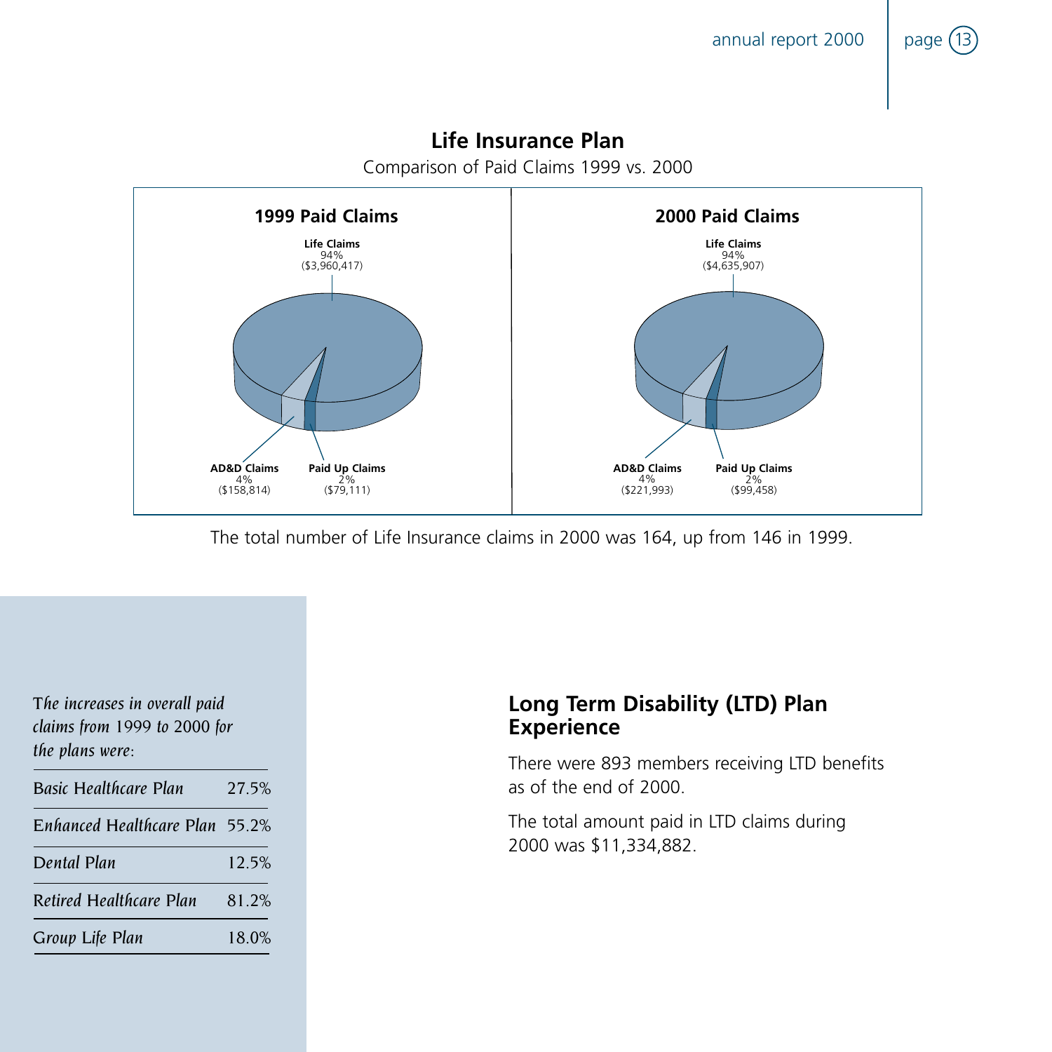## Life Insurance Plan

Comparison of Paid Claims 1999 vs. 2000

**1999 Paid Claims**

**Life Claims**
94%
($3,960,417)

**AD&D Claims**
4%
($158,814)

**Paid Up Claims**
2%
($79,111)

**2000 Paid Claims**

**Life Claims**
94%
($4,635,907)

**AD&D Claims**
4%
($221,993)

**Paid Up Claims**
2%
($99,458)

The total number of Life Insurance claims in 2000 was 164, up from 146 in 1999.

*The increases in overall paid claims from 1999 to 2000 for the plans were:*

| | |
|---|---|
| *Basic Healthcare Plan* | 27.5% |
| *Enhanced Healthcare Plan* | 55.2% |
| *Dental Plan* | 12.5% |
| *Retired Healthcare Plan* | 81.2% |
| *Group Life Plan* | 18.0% |

## Long Term Disability (LTD) Plan Experience

There were 893 members receiving LTD benefits as of the end of 2000.

The total amount paid in LTD claims during 2000 was $11,334,882.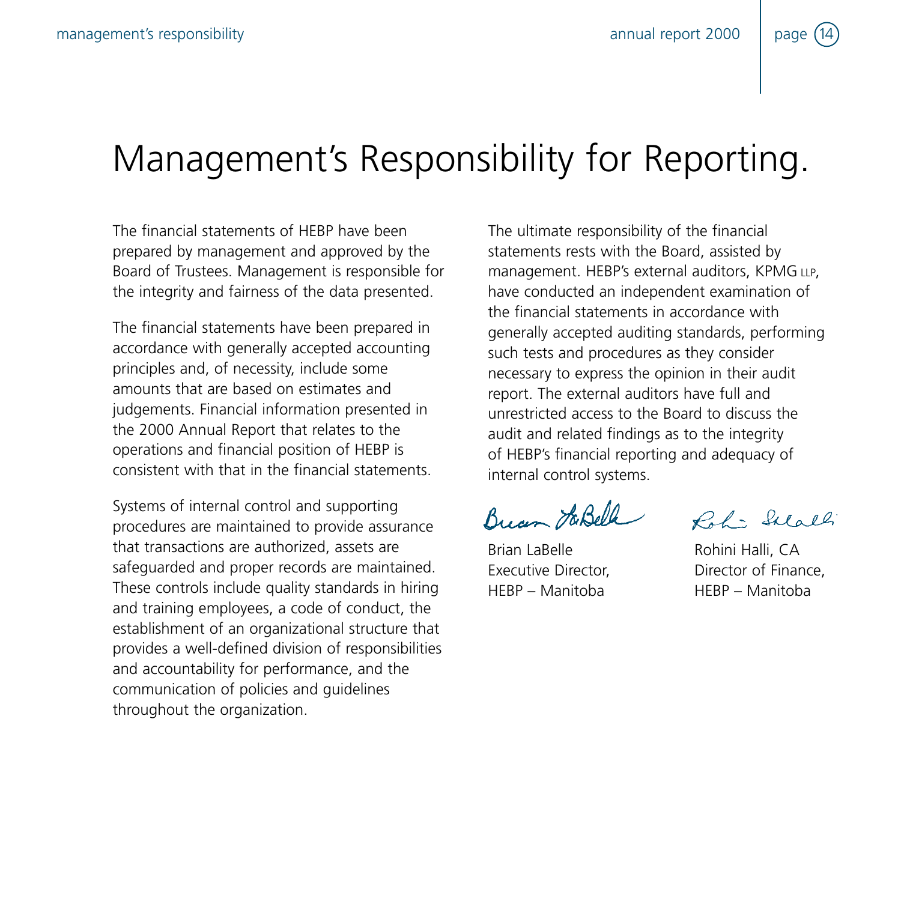# Management's Responsibility for Reporting.

The financial statements of HEBP have been prepared by management and approved by the Board of Trustees. Management is responsible for the integrity and fairness of the data presented.

The financial statements have been prepared in accordance with generally accepted accounting principles and, of necessity, include some amounts that are based on estimates and judgements. Financial information presented in the 2000 Annual Report that relates to the operations and financial position of HEBP is consistent with that in the financial statements.

Systems of internal control and supporting procedures are maintained to provide assurance that transactions are authorized, assets are safeguarded and proper records are maintained. These controls include quality standards in hiring and training employees, a code of conduct, the establishment of an organizational structure that provides a well-defined division of responsibilities and accountability for performance, and the communication of policies and guidelines throughout the organization.

The ultimate responsibility of the financial statements rests with the Board, assisted by management. HEBP's external auditors, KPMG LLP, have conducted an independent examination of the financial statements in accordance with generally accepted auditing standards, performing such tests and procedures as they consider necessary to express the opinion in their audit report. The external auditors have full and unrestricted access to the Board to discuss the audit and related findings as to the integrity of HEBP's financial reporting and adequacy of internal control systems.

Brian LaBelle
Executive Director,
HEBP – Manitoba

Rohini Halli, CA
Director of Finance,
HEBP – Manitoba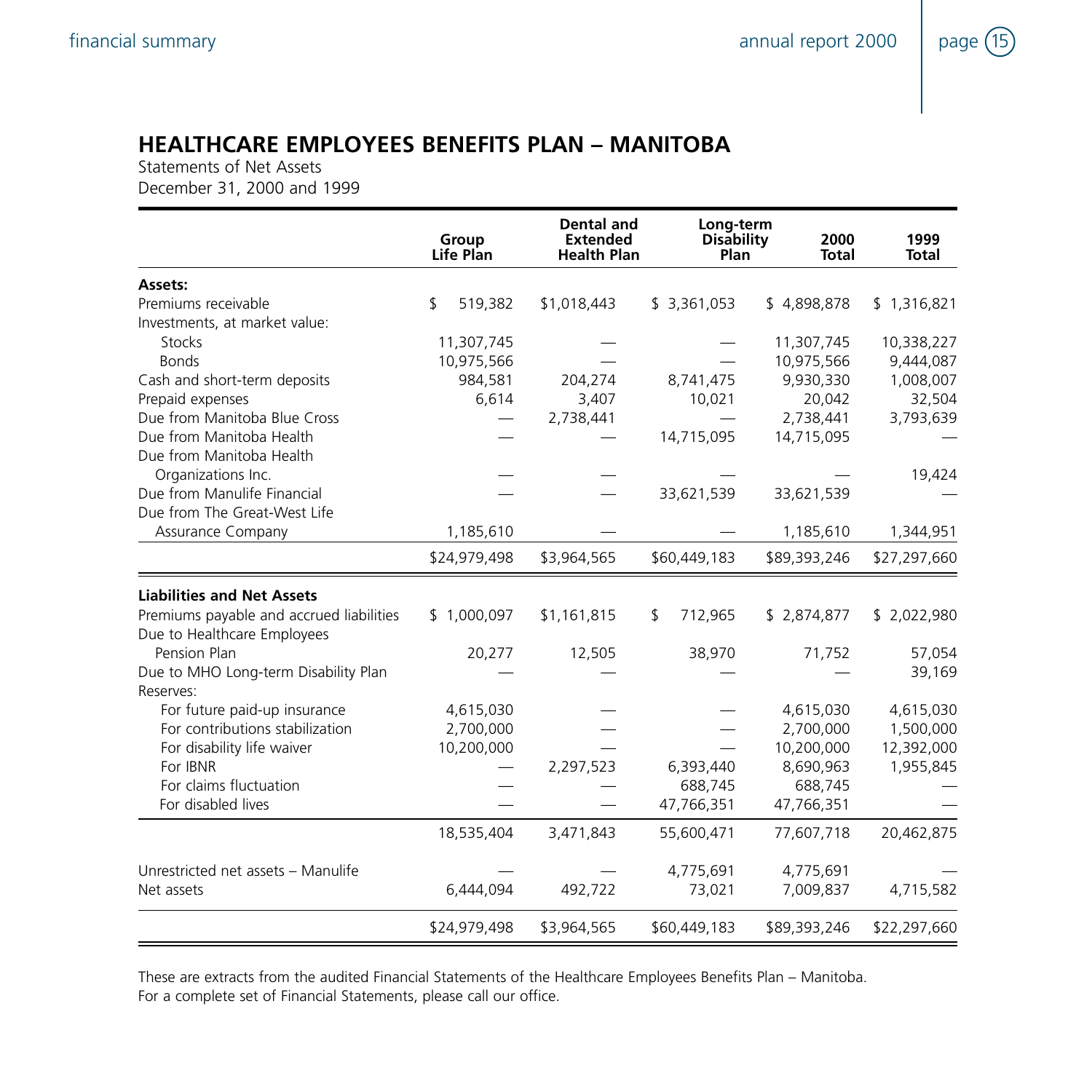# HEALTHCARE EMPLOYEES BENEFITS PLAN – MANITOBA

Statements of Net Assets
December 31, 2000 and 1999

| | Group Life Plan | Dental and Extended Health Plan | Long-term Disability Plan | 2000 Total | 1999 Total |
|---|---|---|---|---|---|
| **Assets:** | | | | | |
| Premiums receivable | $ 519,382 | $1,018,443 | $ 3,361,053 | $ 4,898,878 | $ 1,316,821 |
| Investments, at market value: | | | | | |
| Stocks | 11,307,745 | — | — | 11,307,745 | 10,338,227 |
| Bonds | 10,975,566 | — | — | 10,975,566 | 9,444,087 |
| Cash and short-term deposits | 984,581 | 204,274 | 8,741,475 | 9,930,330 | 1,008,007 |
| Prepaid expenses | 6,614 | 3,407 | 10,021 | 20,042 | 32,504 |
| Due from Manitoba Blue Cross | — | 2,738,441 | — | 2,738,441 | 3,793,639 |
| Due from Manitoba Health | — | — | 14,715,095 | 14,715,095 | — |
| Due from Manitoba Health Organizations Inc. | — | — | — | — | 19,424 |
| Due from Manulife Financial | — | — | 33,621,539 | 33,621,539 | — |
| Due from The Great-West Life Assurance Company | 1,185,610 | — | — | 1,185,610 | 1,344,951 |
| | $24,979,498 | $3,964,565 | $60,449,183 | $89,393,246 | $27,297,660 |
| **Liabilities and Net Assets** | | | | | |
| Premiums payable and accrued liabilities | $ 1,000,097 | $1,161,815 | $ 712,965 | $ 2,874,877 | $ 2,022,980 |
| Due to Healthcare Employees Pension Plan | 20,277 | 12,505 | 38,970 | 71,752 | 57,054 |
| Due to MHO Long-term Disability Plan | — | — | — | — | 39,169 |
| Reserves: | | | | | |
| For future paid-up insurance | 4,615,030 | — | — | 4,615,030 | 4,615,030 |
| For contributions stabilization | 2,700,000 | — | — | 2,700,000 | 1,500,000 |
| For disability life waiver | 10,200,000 | — | — | 10,200,000 | 12,392,000 |
| For IBNR | — | 2,297,523 | 6,393,440 | 8,690,963 | 1,955,845 |
| For claims fluctuation | — | — | 688,745 | 688,745 | — |
| For disabled lives | — | — | 47,766,351 | 47,766,351 | — |
| | 18,535,404 | 3,471,843 | 55,600,471 | 77,607,718 | 20,462,875 |
| Unrestricted net assets – Manulife | — | — | 4,775,691 | 4,775,691 | — |
| Net assets | 6,444,094 | 492,722 | 73,021 | 7,009,837 | 4,715,582 |
| | $24,979,498 | $3,964,565 | $60,449,183 | $89,393,246 | $22,297,660 |

These are extracts from the audited Financial Statements of the Healthcare Employees Benefits Plan – Manitoba.
For a complete set of Financial Statements, please call our office.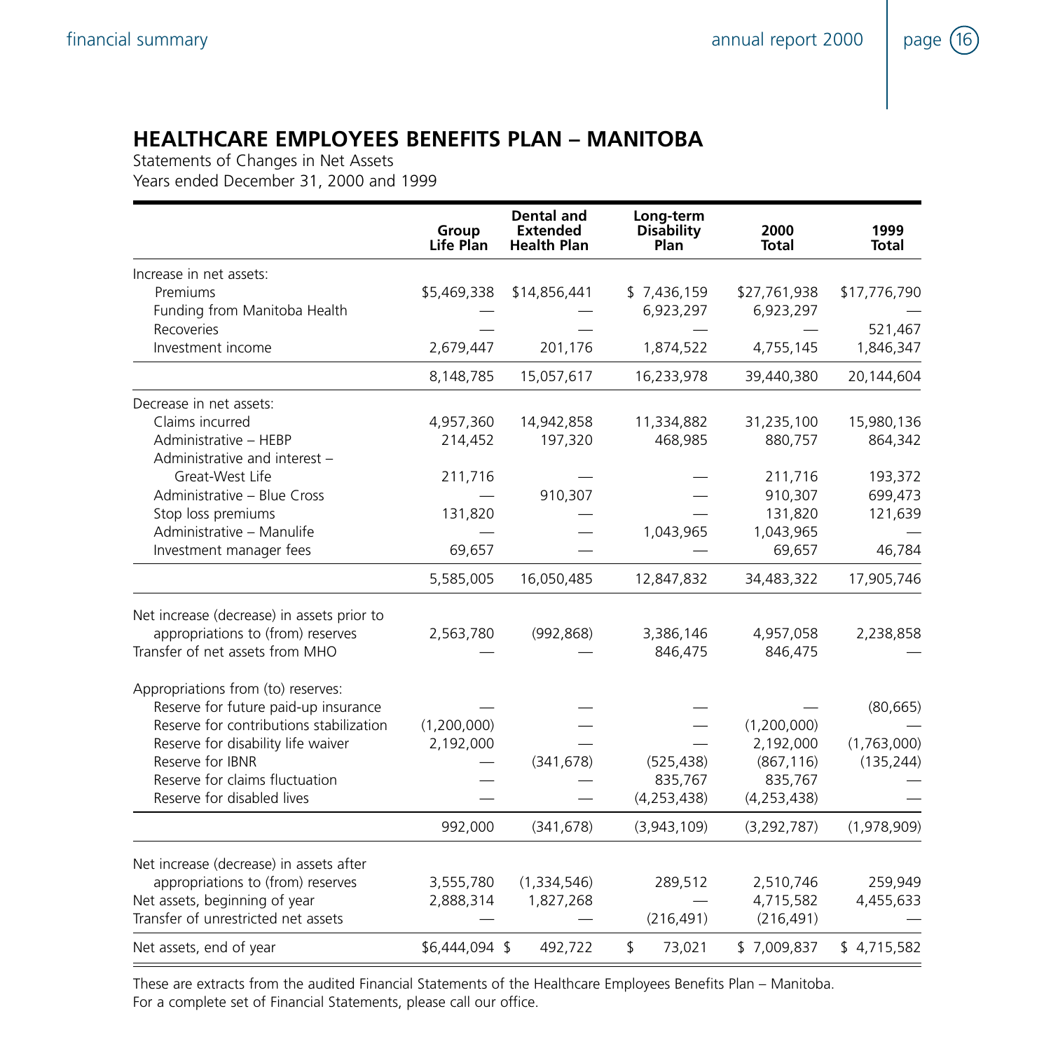# HEALTHCARE EMPLOYEES BENEFITS PLAN – MANITOBA

Statements of Changes in Net Assets
Years ended December 31, 2000 and 1999

| | Group Life Plan | Dental and Extended Health Plan | Long-term Disability Plan | 2000 Total | 1999 Total |
|---|---|---|---|---|---|
| Increase in net assets: | | | | | |
| Premiums | $5,469,338 | $14,856,441 | $ 7,436,159 | $27,761,938 | $17,776,790 |
| Funding from Manitoba Health | — | — | 6,923,297 | 6,923,297 | — |
| Recoveries | — | — | — | — | 521,467 |
| Investment income | 2,679,447 | 201,176 | 1,874,522 | 4,755,145 | 1,846,347 |
| | 8,148,785 | 15,057,617 | 16,233,978 | 39,440,380 | 20,144,604 |
| Decrease in net assets: | | | | | |
| Claims incurred | 4,957,360 | 14,942,858 | 11,334,882 | 31,235,100 | 15,980,136 |
| Administrative – HEBP | 214,452 | 197,320 | 468,985 | 880,757 | 864,342 |
| Administrative and interest – Great-West Life | 211,716 | — | — | 211,716 | 193,372 |
| Administrative – Blue Cross | — | 910,307 | — | 910,307 | 699,473 |
| Stop loss premiums | 131,820 | — | — | 131,820 | 121,639 |
| Administrative – Manulife | — | — | 1,043,965 | 1,043,965 | — |
| Investment manager fees | 69,657 | — | — | 69,657 | 46,784 |
| | 5,585,005 | 16,050,485 | 12,847,832 | 34,483,322 | 17,905,746 |
| Net increase (decrease) in assets prior to appropriations to (from) reserves | 2,563,780 | (992,868) | 3,386,146 | 4,957,058 | 2,238,858 |
| Transfer of net assets from MHO | — | — | 846,475 | 846,475 | — |
| Appropriations from (to) reserves: | | | | | |
| Reserve for future paid-up insurance | — | — | — | — | (80,665) |
| Reserve for contributions stabilization | (1,200,000) | — | — | (1,200,000) | — |
| Reserve for disability life waiver | 2,192,000 | — | — | 2,192,000 | (1,763,000) |
| Reserve for IBNR | — | (341,678) | (525,438) | (867,116) | (135,244) |
| Reserve for claims fluctuation | — | — | 835,767 | 835,767 | — |
| Reserve for disabled lives | — | — | (4,253,438) | (4,253,438) | — |
| | 992,000 | (341,678) | (3,943,109) | (3,292,787) | (1,978,909) |
| Net increase (decrease) in assets after appropriations to (from) reserves | 3,555,780 | (1,334,546) | 289,512 | 2,510,746 | 259,949 |
| Net assets, beginning of year | 2,888,314 | 1,827,268 | — | 4,715,582 | 4,455,633 |
| Transfer of unrestricted net assets | — | — | (216,491) | (216,491) | — |
| Net assets, end of year | $6,444,094 | $ 492,722 | $ 73,021 | $ 7,009,837 | $ 4,715,582 |

These are extracts from the audited Financial Statements of the Healthcare Employees Benefits Plan – Manitoba.
For a complete set of Financial Statements, please call our office.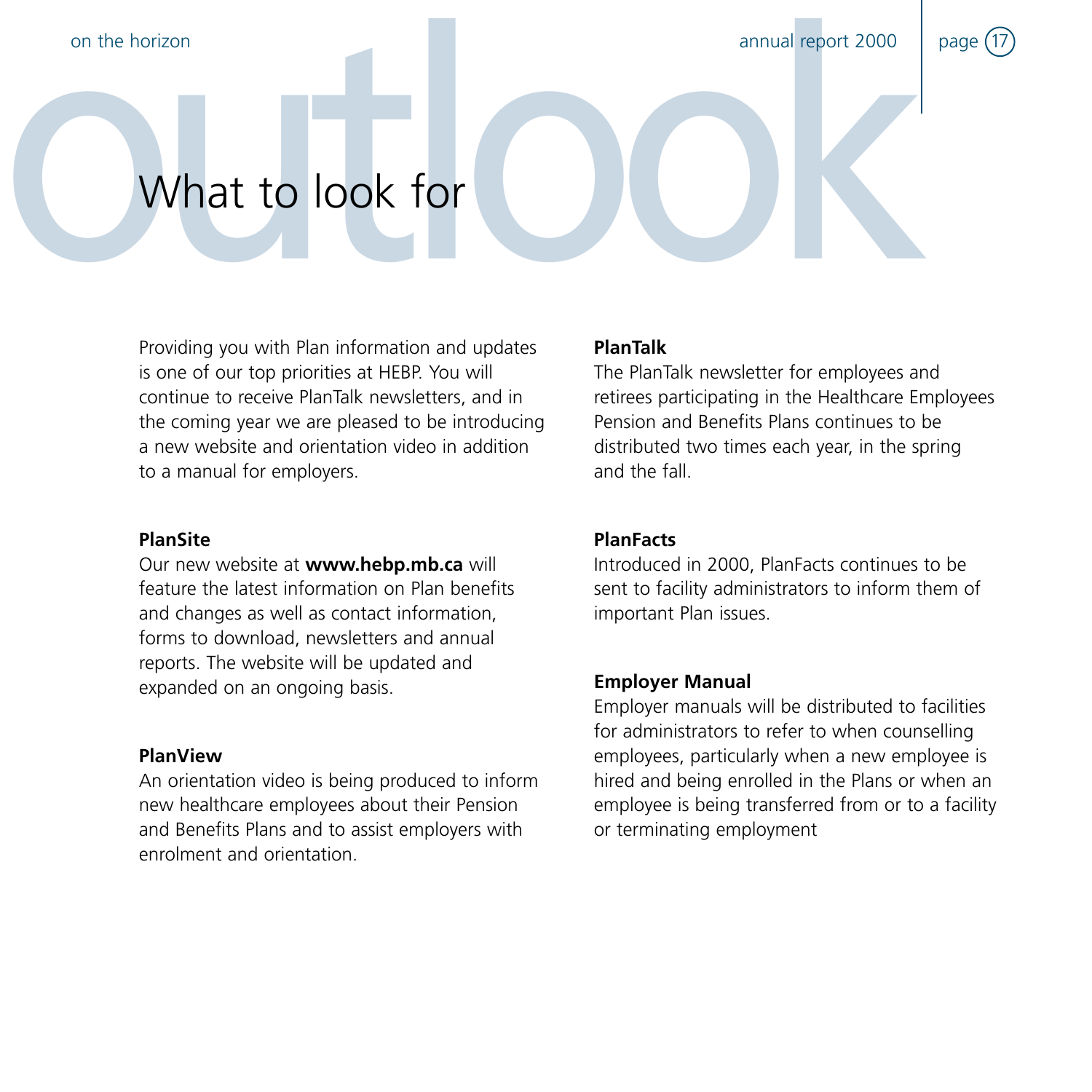# outlook

## What to look for

Providing you with Plan information and updates is one of our top priorities at HEBP. You will continue to receive PlanTalk newsletters, and in the coming year we are pleased to be introducing a new website and orientation video in addition to a manual for employers.

**PlanSite**
Our new website at **www.hebp.mb.ca** will feature the latest information on Plan benefits and changes as well as contact information, forms to download, newsletters and annual reports. The website will be updated and expanded on an ongoing basis.

**PlanView**
An orientation video is being produced to inform new healthcare employees about their Pension and Benefits Plans and to assist employers with enrolment and orientation.

**PlanTalk**
The PlanTalk newsletter for employees and retirees participating in the Healthcare Employees Pension and Benefits Plans continues to be distributed two times each year, in the spring and the fall.

**PlanFacts**
Introduced in 2000, PlanFacts continues to be sent to facility administrators to inform them of important Plan issues.

**Employer Manual**
Employer manuals will be distributed to facilities for administrators to refer to when counselling employees, particularly when a new employee is hired and being enrolled in the Plans or when an employee is being transferred from or to a facility or terminating employment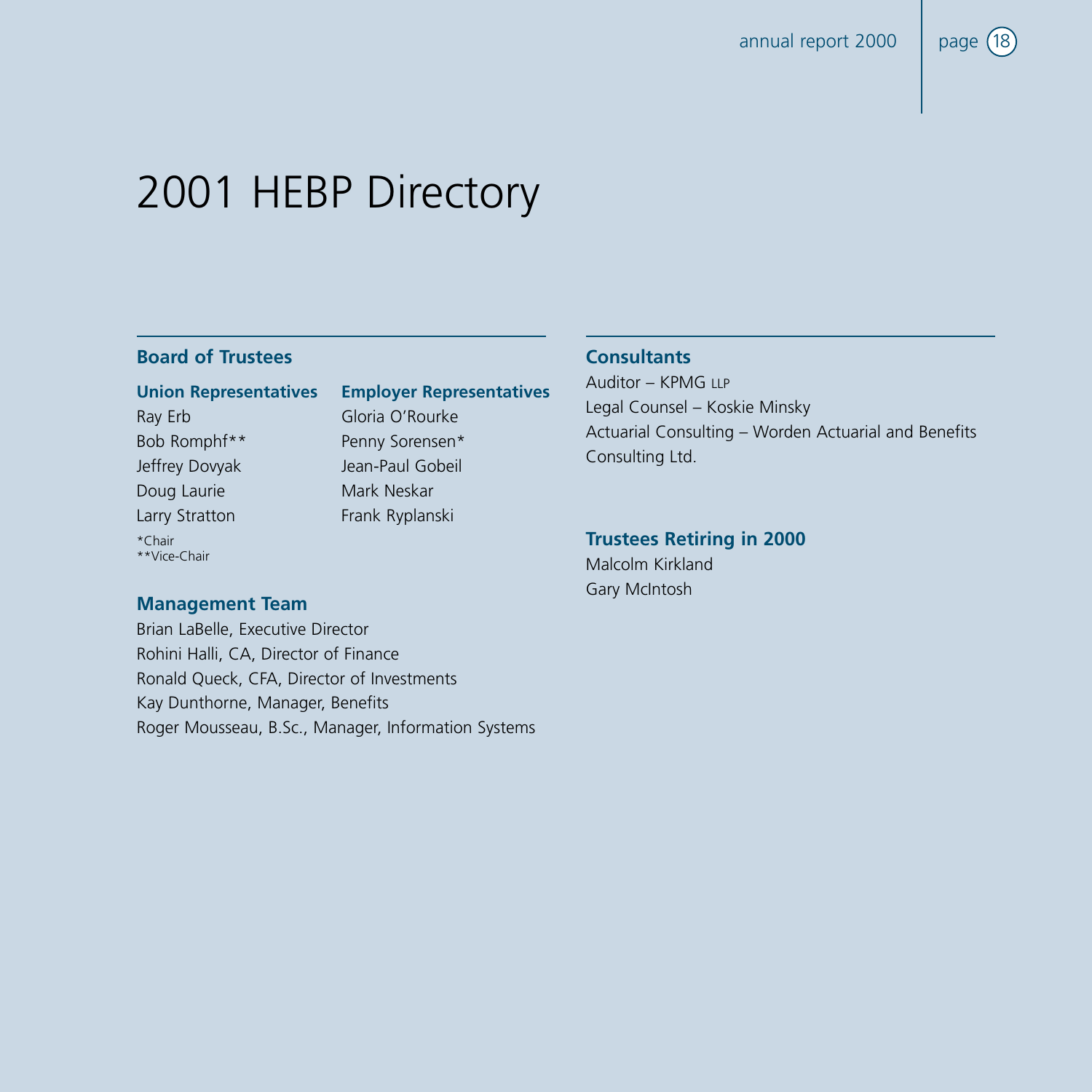# 2001 HEBP Directory

## Board of Trustees

### Union Representatives

Ray Erb
Bob Romphf**
Jeffrey Dovyak
Doug Laurie
Larry Stratton

### Employer Representatives

Gloria O'Rourke
Penny Sorensen*
Jean-Paul Gobeil
Mark Neskar
Frank Ryplanski

*Chair
**Vice-Chair

## Management Team

Brian LaBelle, Executive Director
Rohini Halli, CA, Director of Finance
Ronald Queck, CFA, Director of Investments
Kay Dunthorne, Manager, Benefits
Roger Mousseau, B.Sc., Manager, Information Systems

## Consultants

Auditor – KPMG LLP
Legal Counsel – Koskie Minsky
Actuarial Consulting – Worden Actuarial and Benefits Consulting Ltd.

## Trustees Retiring in 2000

Malcolm Kirkland
Gary McIntosh